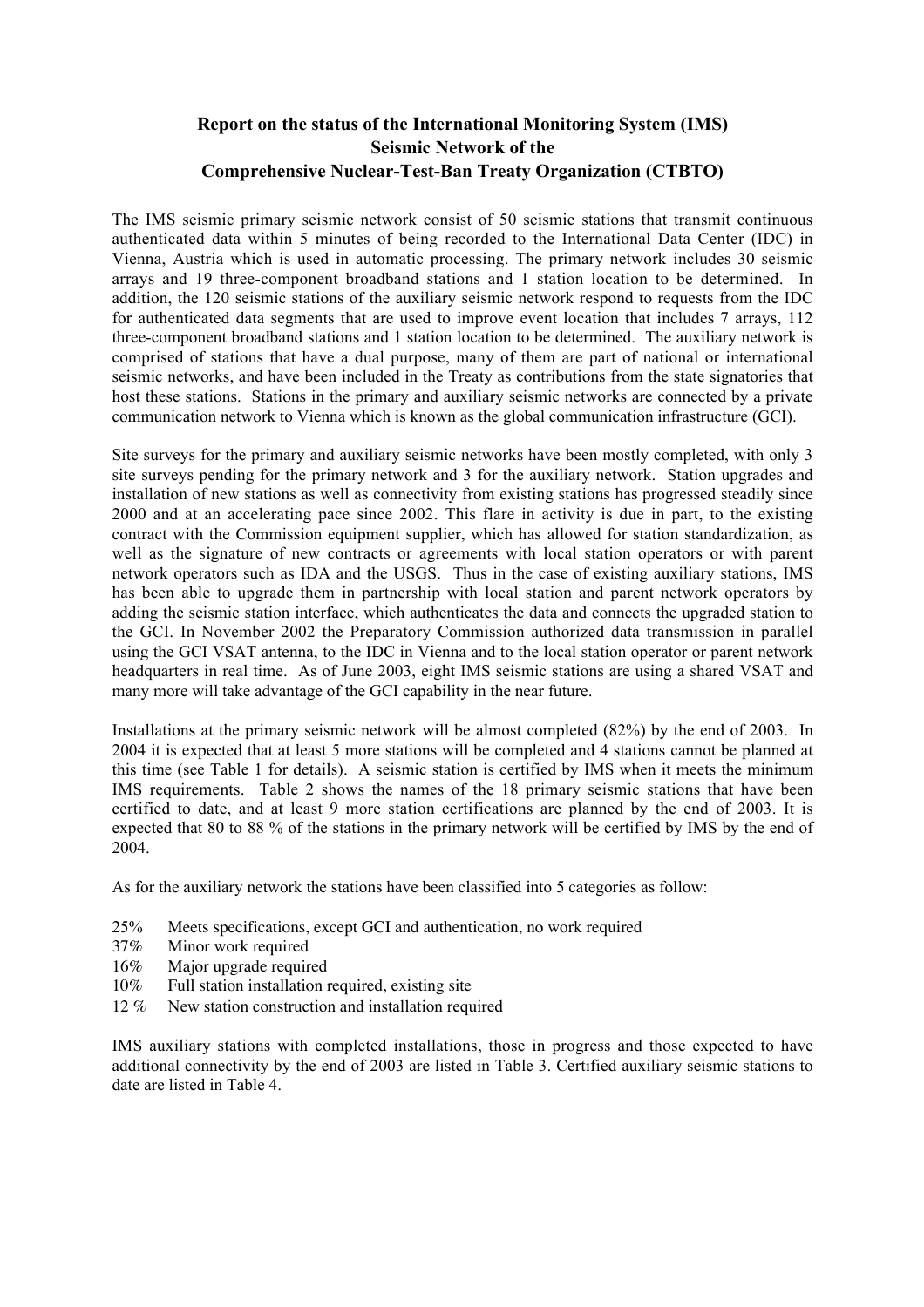# Report on the status of the International Monitoring System (IMS) Seismic Network of the Comprehensive Nuclear-Test-Ban Treaty Organization (CTBTO)

The IMS seismic primary seismic network consist of 50 seismic stations that transmit continuous authenticated data within 5 minutes of being recorded to the International Data Center (IDC) in Vienna, Austria which is used in automatic processing. The primary network includes 30 seismic arrays and 19 three-component broadband stations and 1 station location to be determined. In addition, the 120 seismic stations of the auxiliary seismic network respond to requests from the IDC for authenticated data segments that are used to improve event location that includes 7 arrays, 112 three-component broadband stations and 1 station location to be determined. The auxiliary network is comprised of stations that have a dual purpose, many of them are part of national or international seismic networks, and have been included in the Treaty as contributions from the state signatories that host these stations. Stations in the primary and auxiliary seismic networks are connected by a private communication network to Vienna which is known as the global communication infrastructure (GCI).

Site surveys for the primary and auxiliary seismic networks have been mostly completed, with only 3 site surveys pending for the primary network and 3 for the auxiliary network. Station upgrades and installation of new stations as well as connectivity from existing stations has progressed steadily since 2000 and at an accelerating pace since 2002. This flare in activity is due in part, to the existing contract with the Commission equipment supplier, which has allowed for station standardization, as well as the signature of new contracts or agreements with local station operators or with parent network operators such as IDA and the USGS. Thus in the case of existing auxiliary stations, IMS has been able to upgrade them in partnership with local station and parent network operators by adding the seismic station interface, which authenticates the data and connects the upgraded station to the GCI. In November 2002 the Preparatory Commission authorized data transmission in parallel using the GCI VSAT antenna, to the IDC in Vienna and to the local station operator or parent network headquarters in real time. As of June 2003, eight IMS seismic stations are using a shared VSAT and many more will take advantage of the GCI capability in the near future.

Installations at the primary seismic network will be almost completed (82%) by the end of 2003. In 2004 it is expected that at least 5 more stations will be completed and 4 stations cannot be planned at this time (see Table 1 for details). A seismic station is certified by IMS when it meets the minimum IMS requirements. Table 2 shows the names of the 18 primary seismic stations that have been certified to date, and at least 9 more station certifications are planned by the end of 2003. It is expected that 80 to 88 % of the stations in the primary network will be certified by IMS by the end of 2004.

As for the auxiliary network the stations have been classified into 5 categories as follow:

- 25% Meets specifications, except GCI and authentication, no work required
- 37% Minor work required
- 16% Major upgrade required
- 10% Full station installation required, existing site
- 12 % New station construction and installation required

IMS auxiliary stations with completed installations, those in progress and those expected to have additional connectivity by the end of 2003 are listed in Table 3. Certified auxiliary seismic stations to date are listed in Table 4.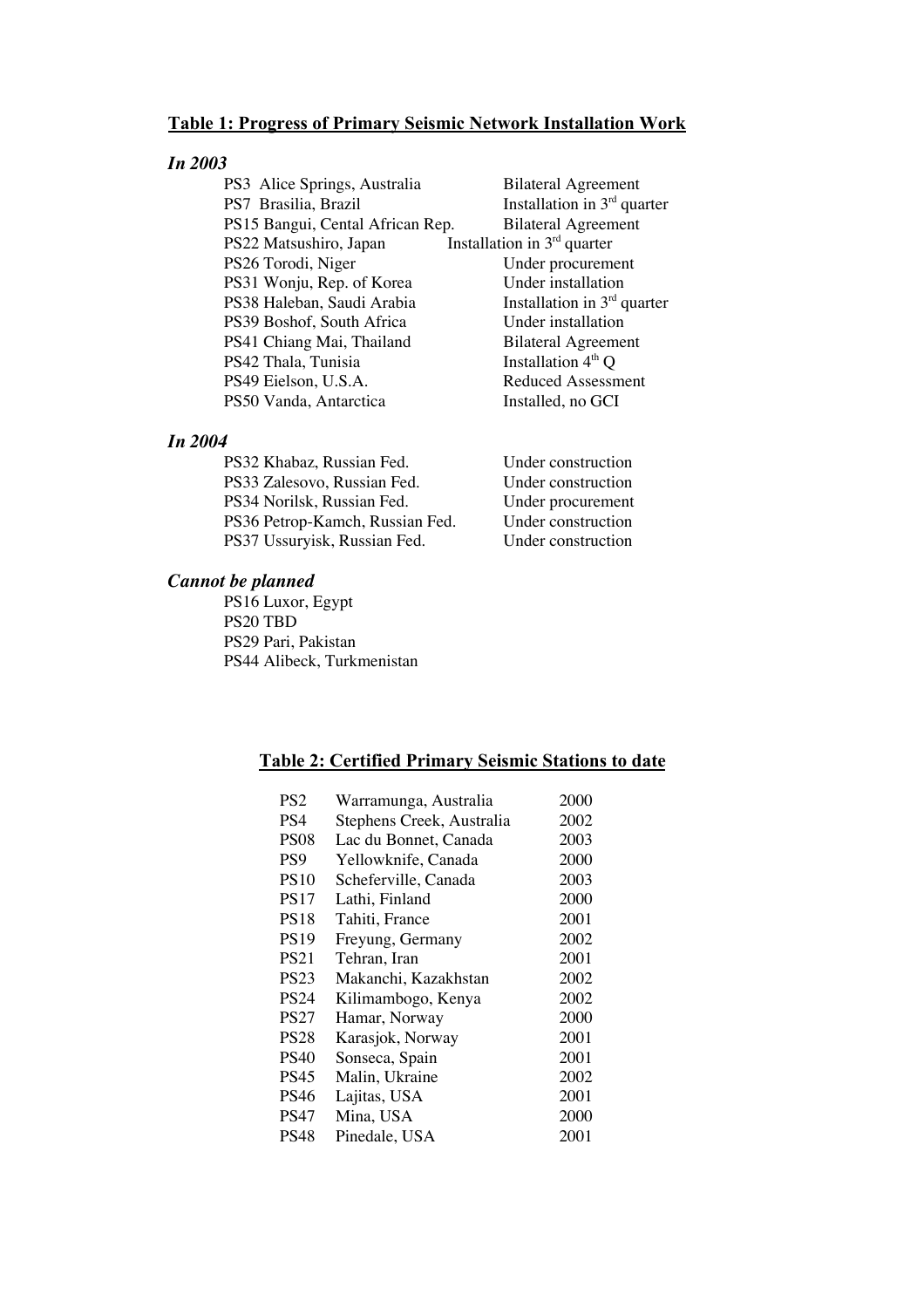## Table 1: Progress of Primary Seismic Network Installation Work

### *In 2003*

| Station | Status |
|---|---|
| PS3 Alice Springs, Australia | Bilateral Agreement |
| PS7 Brasilia, Brazil | Installation in 3rd quarter |
| PS15 Bangui, Cental African Rep. | Bilateral Agreement |
| PS22 Matsushiro, Japan | Installation in 3rd quarter |
| PS26 Torodi, Niger | Under procurement |
| PS31 Wonju, Rep. of Korea | Under installation |
| PS38 Haleban, Saudi Arabia | Installation in 3rd quarter |
| PS39 Boshof, South Africa | Under installation |
| PS41 Chiang Mai, Thailand | Bilateral Agreement |
| PS42 Thala, Tunisia | Installation 4th Q |
| PS49 Eielson, U.S.A. | Reduced Assessment |
| PS50 Vanda, Antarctica | Installed, no GCI |

### *In 2004*

| Station | Status |
|---|---|
| PS32 Khabaz, Russian Fed. | Under construction |
| PS33 Zalesovo, Russian Fed. | Under construction |
| PS34 Norilsk, Russian Fed. | Under procurement |
| PS36 Petrop-Kamch, Russian Fed. | Under construction |
| PS37 Ussuryisk, Russian Fed. | Under construction |

### *Cannot be planned*

PS16 Luxor, Egypt
PS20 TBD
PS29 Pari, Pakistan
PS44 Alibeck, Turkmenistan

## Table 2: Certified Primary Seismic Stations to date

| Station | Location | Year |
|---|---|---|
| PS2 | Warramunga, Australia | 2000 |
| PS4 | Stephens Creek, Australia | 2002 |
| PS08 | Lac du Bonnet, Canada | 2003 |
| PS9 | Yellowknife, Canada | 2000 |
| PS10 | Scheferville, Canada | 2003 |
| PS17 | Lathi, Finland | 2000 |
| PS18 | Tahiti, France | 2001 |
| PS19 | Freyung, Germany | 2002 |
| PS21 | Tehran, Iran | 2001 |
| PS23 | Makanchi, Kazakhstan | 2002 |
| PS24 | Kilimambogo, Kenya | 2002 |
| PS27 | Hamar, Norway | 2000 |
| PS28 | Karasjok, Norway | 2001 |
| PS40 | Sonseca, Spain | 2001 |
| PS45 | Malin, Ukraine | 2002 |
| PS46 | Lajitas, USA | 2001 |
| PS47 | Mina, USA | 2000 |
| PS48 | Pinedale, USA | 2001 |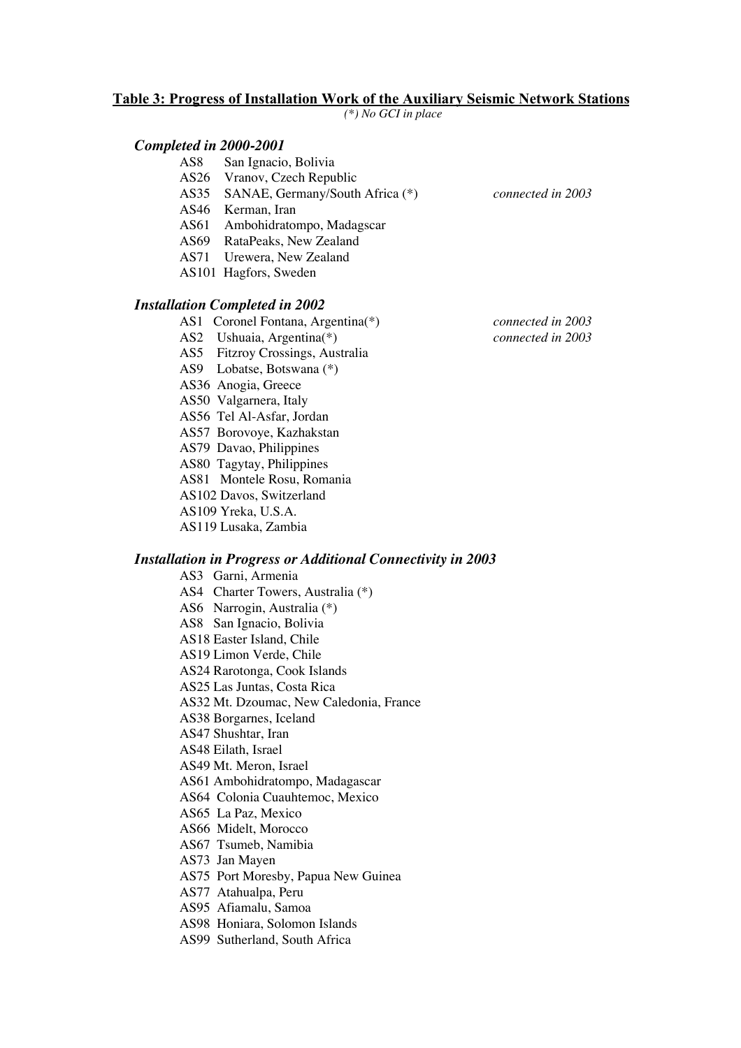**Table 3: Progress of Installation Work of the Auxiliary Seismic Network Stations**

*(\*) No GCI in place*

### *Completed in 2000-2001*

- AS8 San Ignacio, Bolivia
- AS26 Vranov, Czech Republic
- AS35 SANAE, Germany/South Africa (*) — *connected in 2003*
- AS46 Kerman, Iran
- AS61 Ambohidratompo, Madagscar
- AS69 RataPeaks, New Zealand
- AS71 Urewera, New Zealand
- AS101 Hagfors, Sweden

### *Installation Completed in 2002*

- AS1 Coronel Fontana, Argentina(*) — *connected in 2003*
- AS2 Ushuaia, Argentina(*) — *connected in 2003*
- AS5 Fitzroy Crossings, Australia
- AS9 Lobatse, Botswana (*)
- AS36 Anogia, Greece
- AS50 Valgarnera, Italy
- AS56 Tel Al-Asfar, Jordan
- AS57 Borovoye, Kazhakstan
- AS79 Davao, Philippines
- AS80 Tagytay, Philippines
- AS81 Montele Rosu, Romania
- AS102 Davos, Switzerland
- AS109 Yreka, U.S.A.
- AS119 Lusaka, Zambia

### *Installation in Progress or Additional Connectivity in 2003*

- AS3 Garni, Armenia
- AS4 Charter Towers, Australia (*)
- AS6 Narrogin, Australia (*)
- AS8 San Ignacio, Bolivia
- AS18 Easter Island, Chile
- AS19 Limon Verde, Chile
- AS24 Rarotonga, Cook Islands
- AS25 Las Juntas, Costa Rica
- AS32 Mt. Dzoumac, New Caledonia, France
- AS38 Borgarnes, Iceland
- AS47 Shushtar, Iran
- AS48 Eilath, Israel
- AS49 Mt. Meron, Israel
- AS61 Ambohidratompo, Madagascar
- AS64 Colonia Cuauhtemoc, Mexico
- AS65 La Paz, Mexico
- AS66 Midelt, Morocco
- AS67 Tsumeb, Namibia
- AS73 Jan Mayen
- AS75 Port Moresby, Papua New Guinea
- AS77 Atahualpa, Peru
- AS95 Afiamalu, Samoa
- AS98 Honiara, Solomon Islands
- AS99 Sutherland, South Africa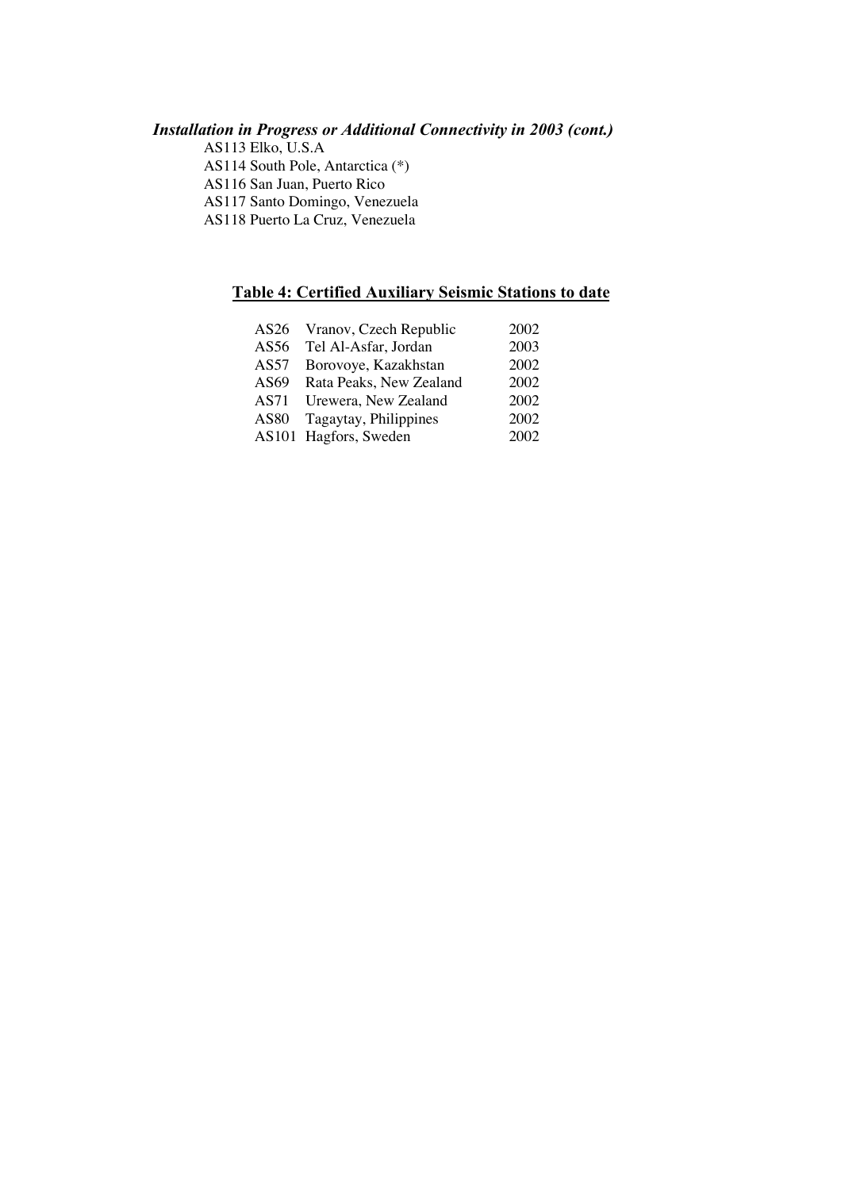***Installation in Progress or Additional Connectivity in 2003 (cont.)***

AS113 Elko, U.S.A
AS114 South Pole, Antarctica (*)
AS116 San Juan, Puerto Rico
AS117 Santo Domingo, Venezuela
AS118 Puerto La Cruz, Venezuela

## **Table 4: Certified Auxiliary Seismic Stations to date**

| | | |
|---|---|---|
| AS26 | Vranov, Czech Republic | 2002 |
| AS56 | Tel Al-Asfar, Jordan | 2003 |
| AS57 | Borovoye, Kazakhstan | 2002 |
| AS69 | Rata Peaks, New Zealand | 2002 |
| AS71 | Urewera, New Zealand | 2002 |
| AS80 | Tagaytay, Philippines | 2002 |
| AS101 | Hagfors, Sweden | 2002 |